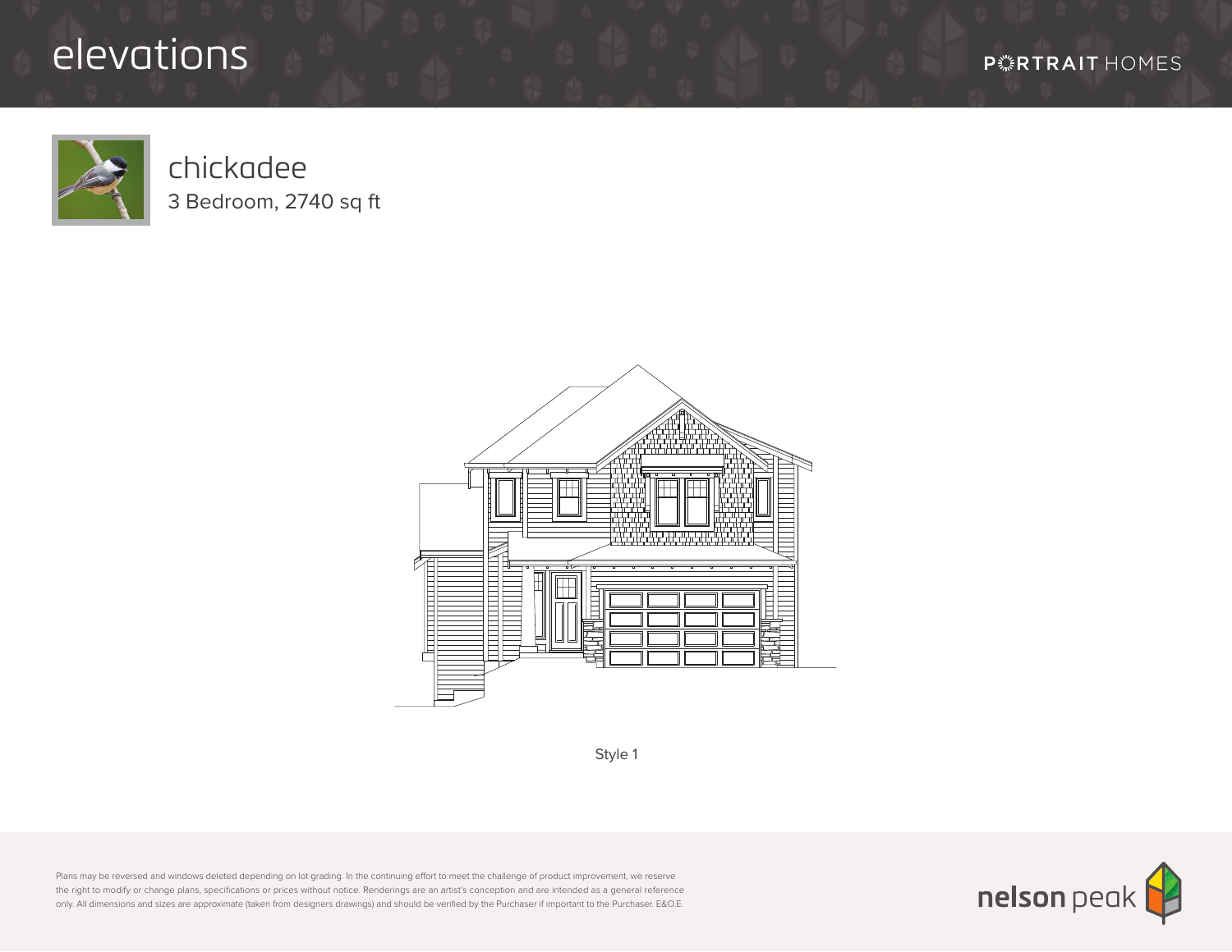# elevations

PORTRAIT HOMES

## chickadee

3 Bedroom, 2740 sq ft

Style 1

Plans may be reversed and windows deleted depending on lot grading. In the continuing effort to meet the challenge of product improvement, we reserve the right to modify or change plans, specifications or prices without notice. Renderings are an artist's conception and are intended as a general reference only. All dimensions and sizes are approximate (taken from designers drawings) and should be verified by the Purchaser if important to the Purchaser. E&O.E.

nelson peak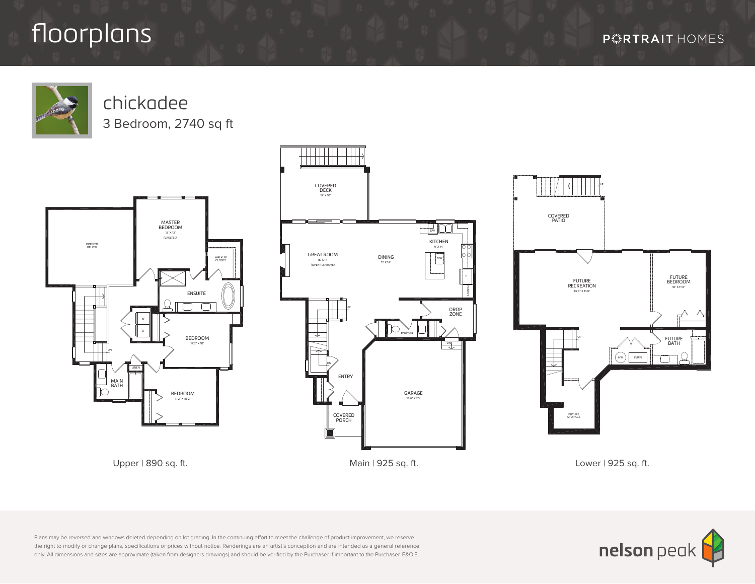# floorplans

PORTRAIT HOMES

## chickadee

3 Bedroom, 2740 sq ft

OPEN TO BELOW

MASTER BEDROOM
13' X 13'
(VAULTED)

WALK-IN CLOSET

ENSUITE

W

D

BEDROOM
12'2" X 10'

DN

LINEN

MAIN BATH

BEDROOM
11'2" X 10'2"

Upper | 890 sq. ft.

COVERED DECK
17' X 10'

GREAT ROOM
16' X 14'
(OPEN TO ABOVE)

DINING
11' X 14'

DW

KITCHEN
9' X 14'

MW

F

PANTRY

UP

DROP ZONE

POWDER

DN

DN

ENTRY

GARAGE
18'6" X 20'

COVERED PORCH

Main | 925 sq. ft.

UP

COVERED PATIO

FUTURE RECREATION
24'8" X 13'6"

FUTURE BEDROOM
10' X 11'8"

UP

FUTURE BATH

HW

FURN

FUTURE STORAGE

Lower | 925 sq. ft.

Plans may be reversed and windows deleted depending on lot grading. In the continuing effort to meet the challenge of product improvement, we reserve the right to modify or change plans, specifications or prices without notice. Renderings are an artist's conception and are intended as a general reference only. All dimensions and sizes are approximate (taken from designers drawings) and should be verified by the Purchaser if important to the Purchaser. E&O.E.

nelson peak